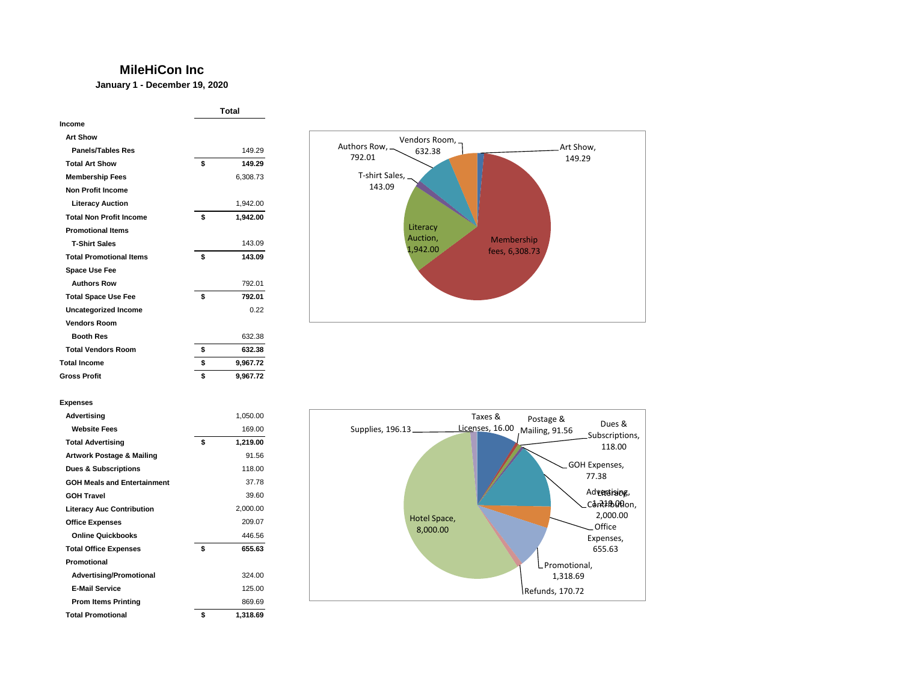# MileHiCon Inc

**January 1 - December 19, 2020**

| | Total |
|---|---|
| **Income** | |
| **Art Show** | |
| **Panels/Tables Res** | 149.29 |
| **Total Art Show** | **$ 149.29** |
| **Membership Fees** | 6,308.73 |
| **Non Profit Income** | |
| **Literacy Auction** | 1,942.00 |
| **Total Non Profit Income** | **$ 1,942.00** |
| **Promotional Items** | |
| **T-Shirt Sales** | 143.09 |
| **Total Promotional Items** | **$ 143.09** |
| **Space Use Fee** | |
| **Authors Row** | 792.01 |
| **Total Space Use Fee** | **$ 792.01** |
| **Uncategorized Income** | 0.22 |
| **Vendors Room** | |
| **Booth Res** | 632.38 |
| **Total Vendors Room** | **$ 632.38** |
| **Total Income** | **$ 9,967.72** |
| **Gross Profit** | **$ 9,967.72** |
| | |
| **Expenses** | |
| **Advertising** | 1,050.00 |
| **Website Fees** | 169.00 |
| **Total Advertising** | **$ 1,219.00** |
| **Artwork Postage & Mailing** | 91.56 |
| **Dues & Subscriptions** | 118.00 |
| **GOH Meals and Entertainment** | 37.78 |
| **GOH Travel** | 39.60 |
| **Literacy Auc Contribution** | 2,000.00 |
| **Office Expenses** | 209.07 |
| **Online Quickbooks** | 446.56 |
| **Total Office Expenses** | **$ 655.63** |
| **Promotional** | |
| **Advertising/Promotional** | 324.00 |
| **E-Mail Service** | 125.00 |
| **Prom Items Printing** | 869.69 |
| **Total Promotional** | **$ 1,318.69** |

Authors Row, 792.01; Vendors Room, 632.38; Art Show, 149.29; T-shirt Sales, 143.09; Literacy Auction, 1,942.00; Membership fees, 6,308.73

Taxes & Licenses, 16.00; Postage & Mailing, 91.56; Dues & Subscriptions, 118.00; Supplies, 196.13; GOH Expenses, 77.38; Advertising, 1,219.00; Literacy Contribution, 2,000.00; Hotel Space, 8,000.00; Office Expenses, 655.63; Promotional, 1,318.69; Refunds, 170.72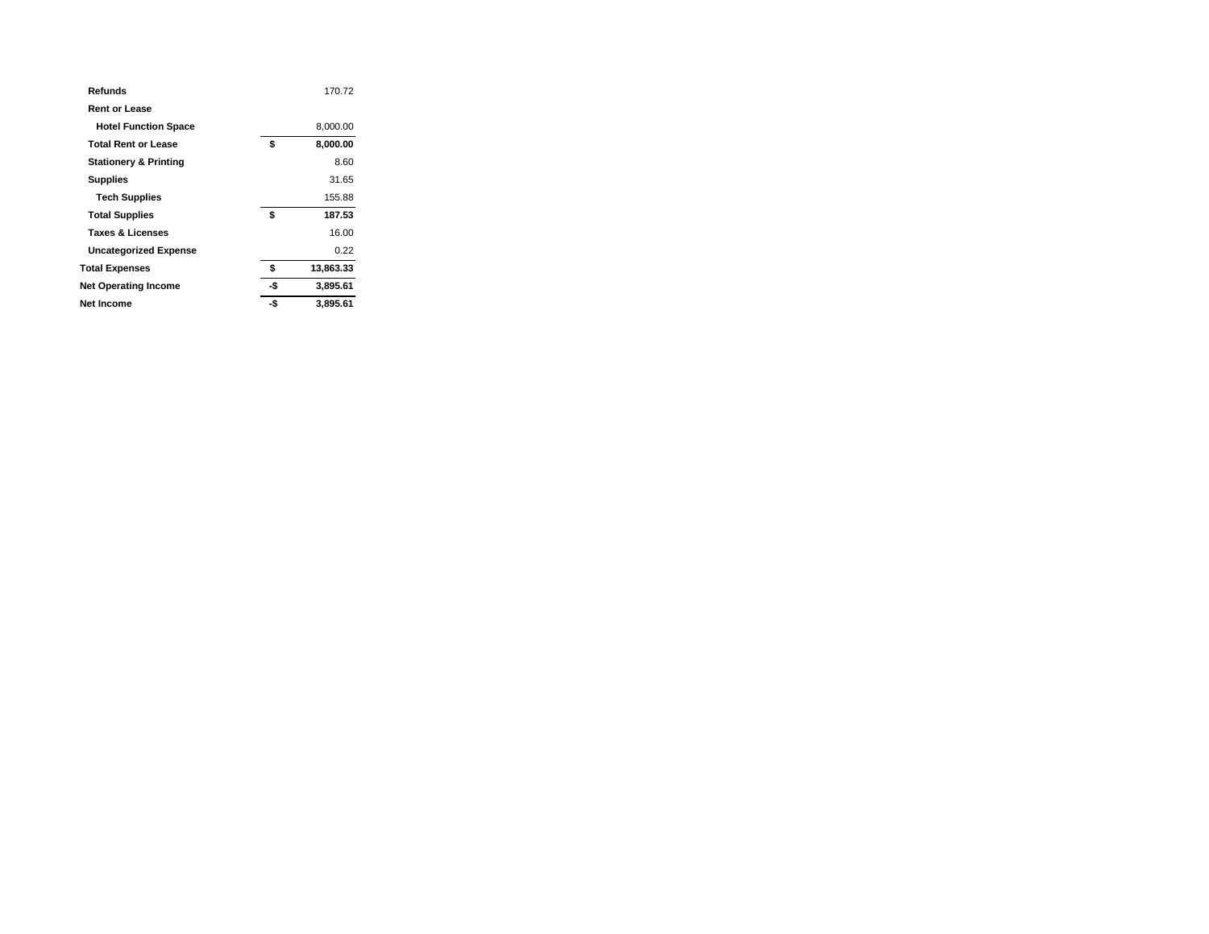| | | |
|---|---|---|
| **Refunds** | | 170.72 |
| **Rent or Lease** | | |
| **Hotel Function Space** | | 8,000.00 |
| **Total Rent or Lease** | **$** | **8,000.00** |
| **Stationery & Printing** | | 8.60 |
| **Supplies** | | 31.65 |
| **Tech Supplies** | | 155.88 |
| **Total Supplies** | **$** | **187.53** |
| **Taxes & Licenses** | | 16.00 |
| **Uncategorized Expense** | | 0.22 |
| **Total Expenses** | **$** | **13,863.33** |
| **Net Operating Income** | **-$** | **3,895.61** |
| **Net Income** | **-$** | **3,895.61** |